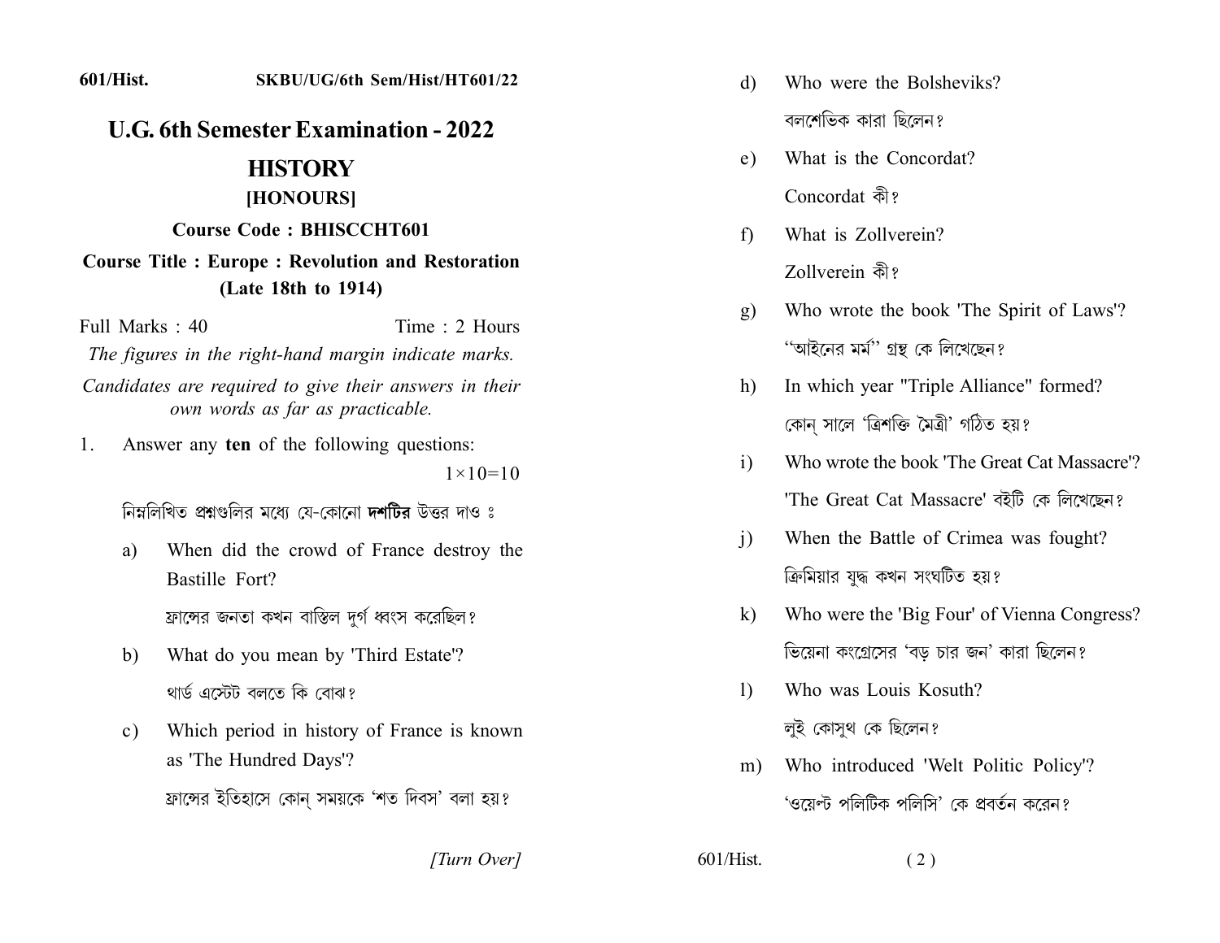601/Hist. SKBU/UG/6th Sem/Hist/HT601/22

# U.G. 6th Semester Examination - 2022

## HISTORY

### [HONOURS]

**Course Code : BHISCCHT601**

**Course Title : Europe : Revolution and Restoration (Late 18th to 1914)**

Full Marks : 40 Time : 2 Hours

*The figures in the right-hand margin indicate marks.*

*Candidates are required to give their answers in their own words as far as practicable.*

1. Answer any **ten** of the following questions: $1\times10=10$

   নিম্নলিখিত প্রশ্নগুলির মধ্যে যে-কোনো **দশটির** উত্তর দাও ঃ

   a) When did the crowd of France destroy the Bastille Fort?

   ফ্রান্সের জনতা কখন বাস্তিল দুর্গ ধ্বংস করেছিল?

   b) What do you mean by 'Third Estate'?

   থার্ড এস্টেট বলতে কি বোঝ?

   c) Which period in history of France is known as 'The Hundred Days'?

   ফ্রান্সের ইতিহাসে কোন্ সময়কে 'শত দিবস' বলা হয়?

   d) Who were the Bolsheviks?

   বলশেভিক কারা ছিলেন?

   e) What is the Concordat?

   Concordat কী?

   f) What is Zollverein?

   Zollverein কী?

   g) Who wrote the book 'The Spirit of Laws'?

   "আইনের মর্ম" গ্রন্থ কে লিখেছেন?

   h) In which year "Triple Alliance" formed?

   কোন্ সালে 'ত্রিশক্তি মৈত্রী' গঠিত হয়?

   i) Who wrote the book 'The Great Cat Massacre'?

   'The Great Cat Massacre' বইটি কে লিখেছেন?

   j) When the Battle of Crimea was fought?

   ক্রিমিয়ার যুদ্ধ কখন সংঘটিত হয়?

   k) Who were the 'Big Four' of Vienna Congress?

   ভিয়েনা কংগ্রেসের 'বড় চার জন' কারা ছিলেন?

   l) Who was Louis Kosuth?

   লুই কোসুথ কে ছিলেন?

   m) Who introduced 'Welt Politic Policy'?

   'ওয়েল্ট পলিটিক পলিসি' কে প্রবর্তন করেন?

[Turn Over]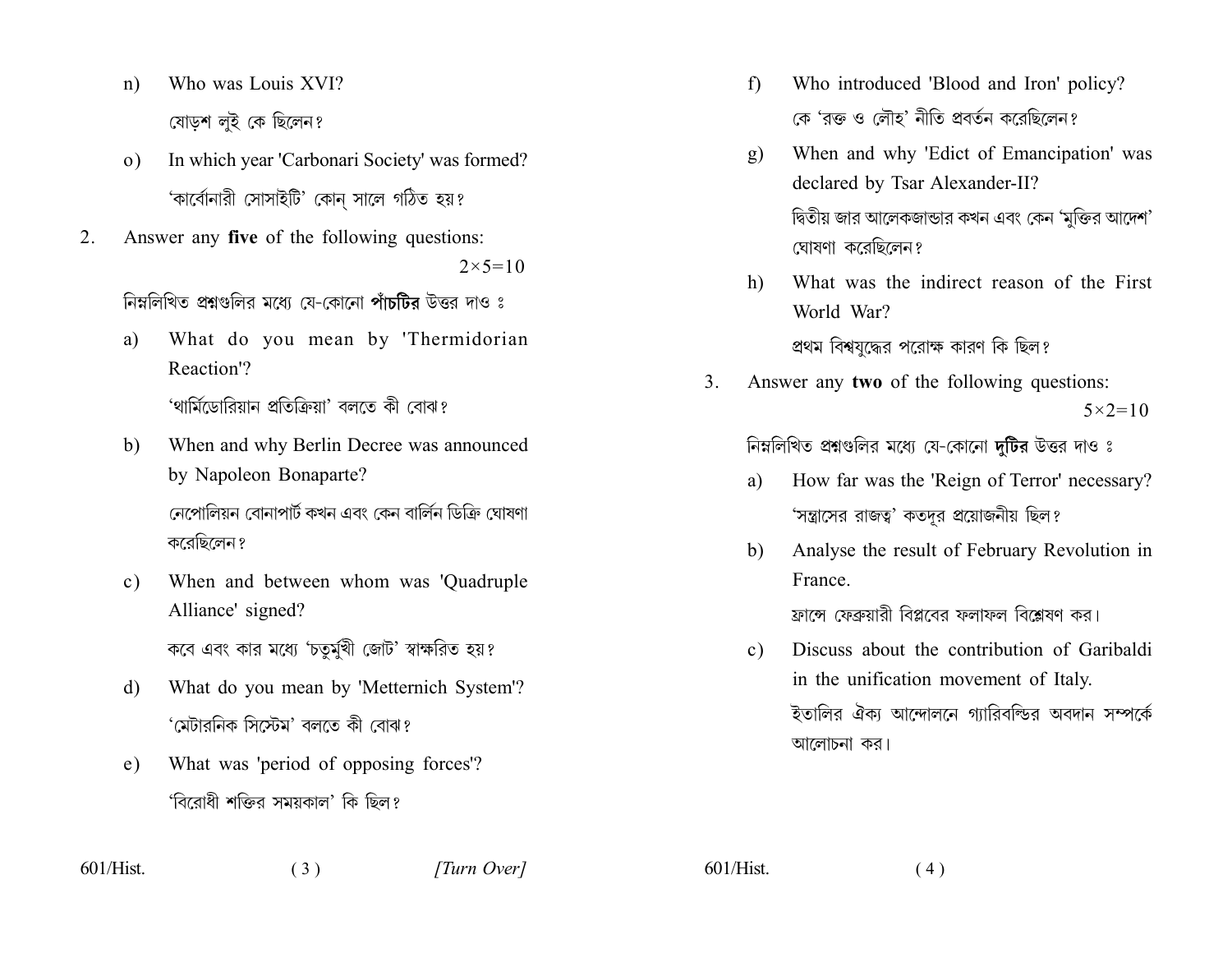n) Who was Louis XVI?

ষোড়শ লুই কে ছিলেন?

o) In which year 'Carbonari Society' was formed?

'কার্বোনারী সোসাইটি' কোন্ সালে গঠিত হয়?

2. Answer any **five** of the following questions: $2\times5=10$

নিম্নলিখিত প্রশ্নগুলির মধ্যে যে-কোনো **পাঁচটির** উত্তর দাও ঃ

a) What do you mean by 'Thermidorian Reaction'?

'থার্মিডোরিয়ান প্রতিক্রিয়া' বলতে কী বোঝ?

b) When and why Berlin Decree was announced by Napoleon Bonaparte?

নেপোলিয়ন বোনাপার্ট কখন এবং কেন বার্লিন ডিক্রি ঘোষণা করেছিলেন?

c) When and between whom was 'Quadruple Alliance' signed?

কবে এবং কার মধ্যে 'চতুর্মুখী জোট' স্বাক্ষরিত হয়?

d) What do you mean by 'Metternich System'?

'মেটারনিক সিস্টেম' বলতে কী বোঝ?

e) What was 'period of opposing forces'?

'বিরোধী শক্তির সময়কাল' কি ছিল?

f) Who introduced 'Blood and Iron' policy?

কে 'রক্ত ও লৌহ' নীতি প্রবর্তন করেছিলেন?

g) When and why 'Edict of Emancipation' was declared by Tsar Alexander-II?

দ্বিতীয় জার আলেকজান্ডার কখন এবং কেন 'মুক্তির আদেশ' ঘোষণা করেছিলেন?

h) What was the indirect reason of the First World War?

প্রথম বিশ্বযুদ্ধের পরোক্ষ কারণ কি ছিল?

3. Answer any **two** of the following questions: $5\times2=10$

নিম্নলিখিত প্রশ্নগুলির মধ্যে যে-কোনো **দুটির** উত্তর দাও ঃ

a) How far was the 'Reign of Terror' necessary?

'সন্ত্রাসের রাজত্ব' কতদূর প্রয়োজনীয় ছিল?

b) Analyse the result of February Revolution in France.

ফ্রান্সে ফেব্রুয়ারী বিপ্লবের ফলাফল বিশ্লেষণ কর।

c) Discuss about the contribution of Garibaldi in the unification movement of Italy.

ইতালির ঐক্য আন্দোলনে গ্যারিবল্ডির অবদান সম্পর্কে আলোচনা কর।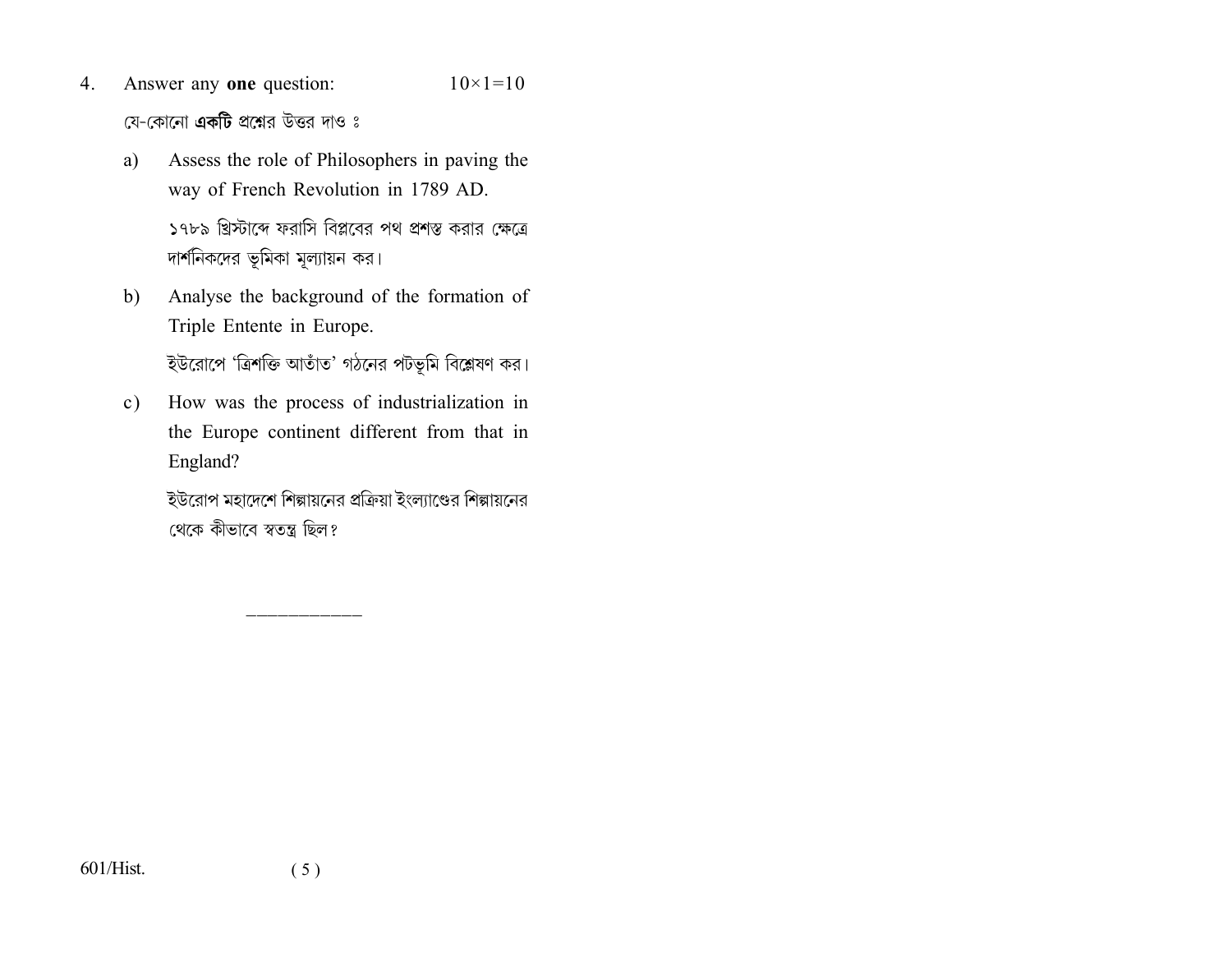4. Answer any **one** question: 10×1=10

যে-কোনো **একটি** প্রশ্নের উত্তর দাও ঃ

a) Assess the role of Philosophers in paving the way of French Revolution in 1789 AD.

১৭৮৯ খ্রিস্টাব্দে ফরাসি বিপ্লবের পথ প্রশস্ত করার ক্ষেত্রে দার্শনিকদের ভূমিকা মূল্যায়ন কর।

b) Analyse the background of the formation of Triple Entente in Europe.

ইউরোপে 'ত্রিশক্তি আতাঁত' গঠনের পটভূমি বিশ্লেষণ কর।

c) How was the process of industrialization in the Europe continent different from that in England?

ইউরোপ মহাদেশে শিল্পায়নের প্রক্রিয়া ইংল্যাণ্ডের শিল্পায়নের থেকে কীভাবে স্বতন্ত্র ছিল?

———————